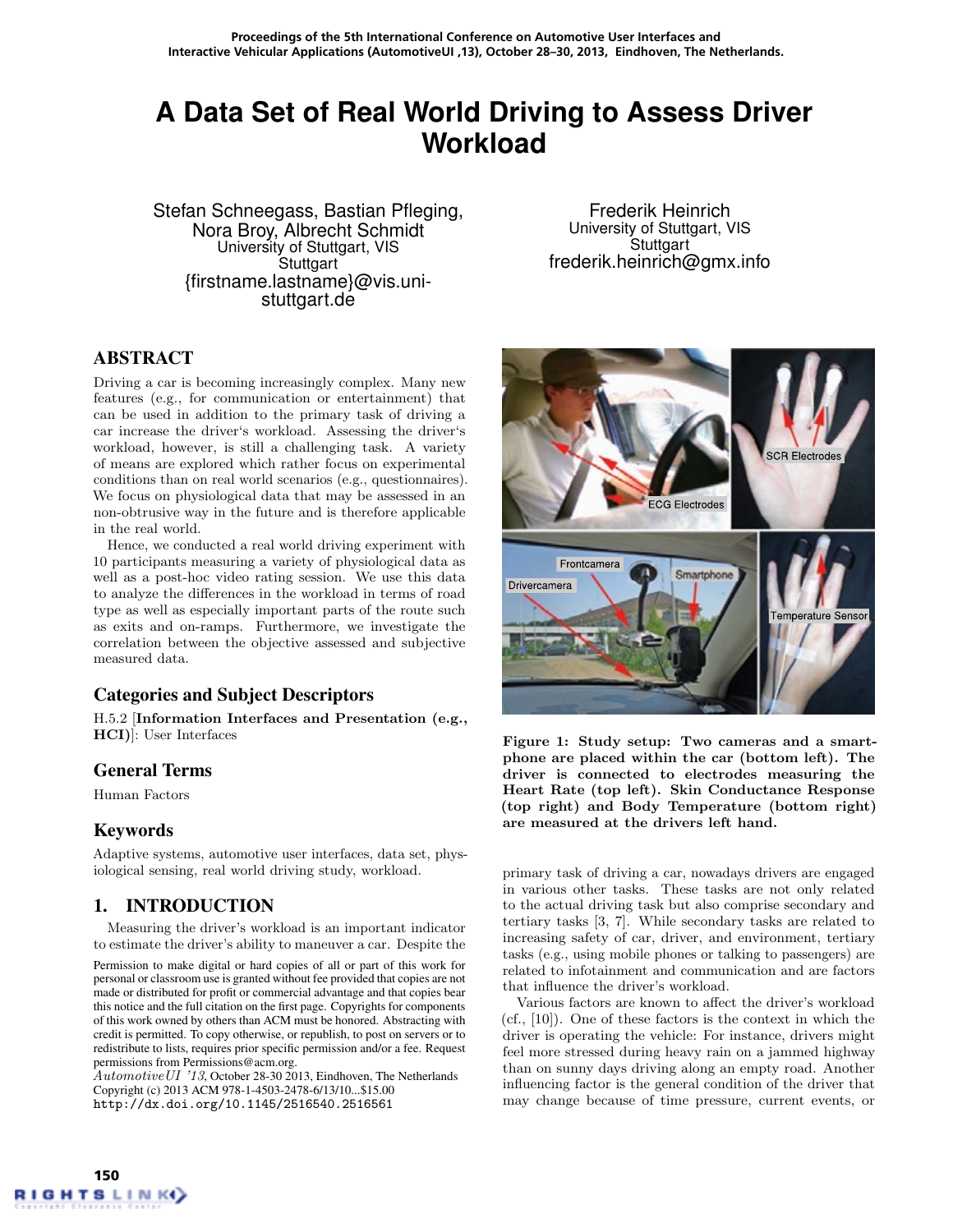# A Data Set of Real World Driving to Assess Driver Workload

Stefan Schneegass, Bastian Pfleging, Nora Broy, Albrecht Schmidt
University of Stuttgart, VIS
Stuttgart
{firstname.lastname}@vis.uni-stuttgart.de

Frederik Heinrich
University of Stuttgart, VIS
Stuttgart
frederik.heinrich@gmx.info

## ABSTRACT

Driving a car is becoming increasingly complex. Many new features (e.g., for communication or entertainment) that can be used in addition to the primary task of driving a car increase the driver's workload. Assessing the driver's workload, however, is still a challenging task. A variety of means are explored which rather focus on experimental conditions than on real world scenarios (e.g., questionnaires). We focus on physiological data that may be assessed in an non-obtrusive way in the future and is therefore applicable in the real world.

Hence, we conducted a real world driving experiment with 10 participants measuring a variety of physiological data as well as a post-hoc video rating session. We use this data to analyze the differences in the workload in terms of road type as well as especially important parts of the route such as exits and on-ramps. Furthermore, we investigate the correlation between the objective assessed and subjective measured data.

## Categories and Subject Descriptors

H.5.2 [**Information Interfaces and Presentation (e.g., HCI)**]: User Interfaces

## General Terms

Human Factors

## Keywords

Adaptive systems, automotive user interfaces, data set, physiological sensing, real world driving study, workload.

SCR Electrodes

ECG Electrodes

Frontcamera

Drivercamera

Smartphone

Temperature Sensor

**Figure 1: Study setup: Two cameras and a smartphone are placed within the car (bottom left). The driver is connected to electrodes measuring the Heart Rate (top left). Skin Conductance Response (top right) and Body Temperature (bottom right) are measured at the drivers left hand.**

## 1. INTRODUCTION

Measuring the driver's workload is an important indicator to estimate the driver's ability to maneuver a car. Despite the primary task of driving a car, nowadays drivers are engaged in various other tasks. These tasks are not only related to the actual driving task but also comprise secondary and tertiary tasks [3, 7]. While secondary tasks are related to increasing safety of car, driver, and environment, tertiary tasks (e.g., using mobile phones or talking to passengers) are related to infotainment and communication and are factors that influence the driver's workload.

Various factors are known to affect the driver's workload (cf., [10]). One of these factors is the context in which the driver is operating the vehicle: For instance, drivers might feel more stressed during heavy rain on a jammed highway than on sunny days driving along an empty road. Another influencing factor is the general condition of the driver that may change because of time pressure, current events, or

Permission to make digital or hard copies of all or part of this work for personal or classroom use is granted without fee provided that copies are not made or distributed for profit or commercial advantage and that copies bear this notice and the full citation on the first page. Copyrights for components of this work owned by others than ACM must be honored. Abstracting with credit is permitted. To copy otherwise, or republish, to post on servers or to redistribute to lists, requires prior specific permission and/or a fee. Request permissions from Permissions@acm.org.
*AutomotiveUI '13*, October 28-30 2013, Eindhoven, The Netherlands
Copyright (c) 2013 ACM 978-1-4503-2478-6/13/10...$15.00
http://dx.doi.org/10.1145/2516540.2516561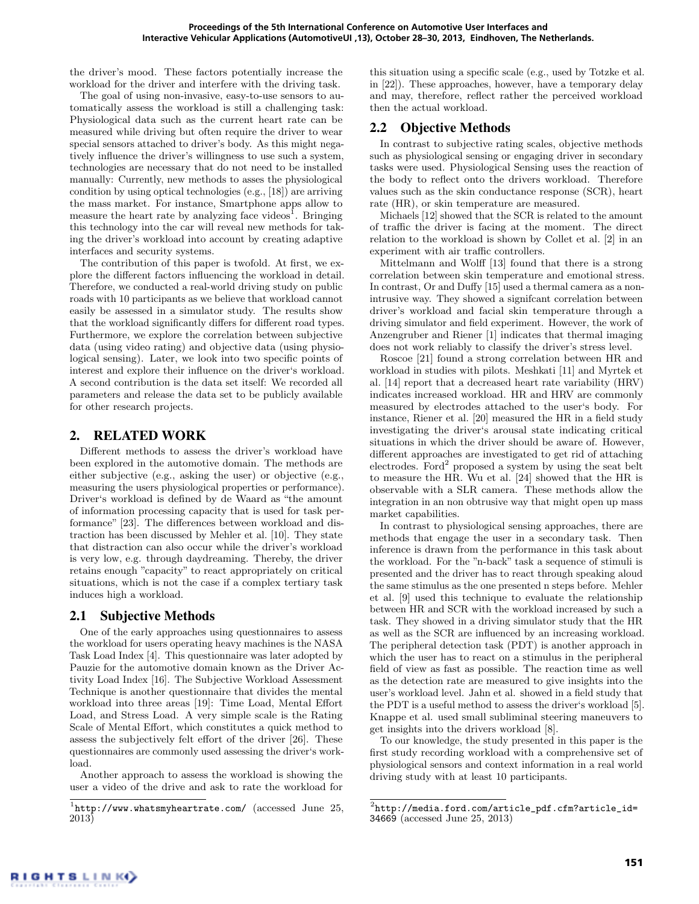the driver's mood. These factors potentially increase the workload for the driver and interfere with the driving task.

The goal of using non-invasive, easy-to-use sensors to automatically assess the workload is still a challenging task: Physiological data such as the current heart rate can be measured while driving but often require the driver to wear special sensors attached to driver's body. As this might negatively influence the driver's willingness to use such a system, technologies are necessary that do not need to be installed manually: Currently, new methods to asses the physiological condition by using optical technologies (e.g., [18]) are arriving the mass market. For instance, Smartphone apps allow to measure the heart rate by analyzing face videos[1]. Bringing this technology into the car will reveal new methods for taking the driver's workload into account by creating adaptive interfaces and security systems.

The contribution of this paper is twofold. At first, we explore the different factors influencing the workload in detail. Therefore, we conducted a real-world driving study on public roads with 10 participants as we believe that workload cannot easily be assessed in a simulator study. The results show that the workload significantly differs for different road types. Furthermore, we explore the correlation between subjective data (using video rating) and objective data (using physiological sensing). Later, we look into two specific points of interest and explore their influence on the driver's workload. A second contribution is the data set itself: We recorded all parameters and release the data set to be publicly available for other research projects.

## 2. RELATED WORK

Different methods to assess the driver's workload have been explored in the automotive domain. The methods are either subjective (e.g., asking the user) or objective (e.g., measuring the users physiological properties or performance). Driver's workload is defined by de Waard as "the amount of information processing capacity that is used for task performance" [23]. The differences between workload and distraction has been discussed by Mehler et al. [10]. They state that distraction can also occur while the driver's workload is very low, e.g. through daydreaming. Thereby, the driver retains enough "capacity" to react appropriately on critical situations, which is not the case if a complex tertiary task induces high a workload.

### 2.1 Subjective Methods

One of the early approaches using questionnaires to assess the workload for users operating heavy machines is the NASA Task Load Index [4]. This questionnaire was later adopted by Pauzie for the automotive domain known as the Driver Activity Load Index [16]. The Subjective Workload Assessment Technique is another questionnaire that divides the mental workload into three areas [19]: Time Load, Mental Effort Load, and Stress Load. A very simple scale is the Rating Scale of Mental Effort, which constitutes a quick method to assess the subjectively felt effort of the driver [26]. These questionnaires are commonly used assessing the driver's workload.

Another approach to assess the workload is showing the user a video of the drive and ask to rate the workload for this situation using a specific scale (e.g., used by Totzke et al. in [22]). These approaches, however, have a temporary delay and may, therefore, reflect rather the perceived workload then the actual workload.

### 2.2 Objective Methods

In contrast to subjective rating scales, objective methods such as physiological sensing or engaging driver in secondary tasks were used. Physiological Sensing uses the reaction of the body to reflect onto the drivers workload. Therefore values such as the skin conductance response (SCR), heart rate (HR), or skin temperature are measured.

Michaels [12] showed that the SCR is related to the amount of traffic the driver is facing at the moment. The direct relation to the workload is shown by Collet et al. [2] in an experiment with air traffic controllers.

Mittelmann and Wolff [13] found that there is a strong correlation between skin temperature and emotional stress. In contrast, Or and Duffy [15] used a thermal camera as a non-intrusive way. They showed a signifcant correlation between driver's workload and facial skin temperature through a driving simulator and field experiment. However, the work of Anzengruber and Riener [1] indicates that thermal imaging does not work reliably to classify the driver's stress level.

Roscoe [21] found a strong correlation between HR and workload in studies with pilots. Meshkati [11] and Myrtek et al. [14] report that a decreased heart rate variability (HRV) indicates increased workload. HR and HRV are commonly measured by electrodes attached to the user's body. For instance, Riener et al. [20] measured the HR in a field study investigating the driver's arousal state indicating critical situations in which the driver should be aware of. However, different approaches are investigated to get rid of attaching electrodes. Ford[2] proposed a system by using the seat belt to measure the HR. Wu et al. [24] showed that the HR is observable with a SLR camera. These methods allow the integration in an non obtrusive way that might open up mass market capabilities.

In contrast to physiological sensing approaches, there are methods that engage the user in a secondary task. Then inference is drawn from the performance in this task about the workload. For the "n-back" task a sequence of stimuli is presented and the driver has to react through speaking aloud the same stimulus as the one presented n steps before. Mehler et al. [9] used this technique to evaluate the relationship between HR and SCR with the workload increased by such a task. They showed in a driving simulator study that the HR as well as the SCR are influenced by an increasing workload. The peripheral detection task (PDT) is another approach in which the user has to react on a stimulus in the peripheral field of view as fast as possible. The reaction time as well as the detection rate are measured to give insights into the user's workload level. Jahn et al. showed in a field study that the PDT is a useful method to assess the driver's workload [5]. Knappe et al. used small subliminal steering maneuvers to get insights into the drivers workload [8].

To our knowledge, the study presented in this paper is the first study recording workload with a comprehensive set of physiological sensors and context information in a real world driving study with at least 10 participants.

---

[1] http://www.whatsmyheartrate.com/ (accessed June 25, 2013)

[2] http://media.ford.com/article_pdf.cfm?article_id=34669 (accessed June 25, 2013)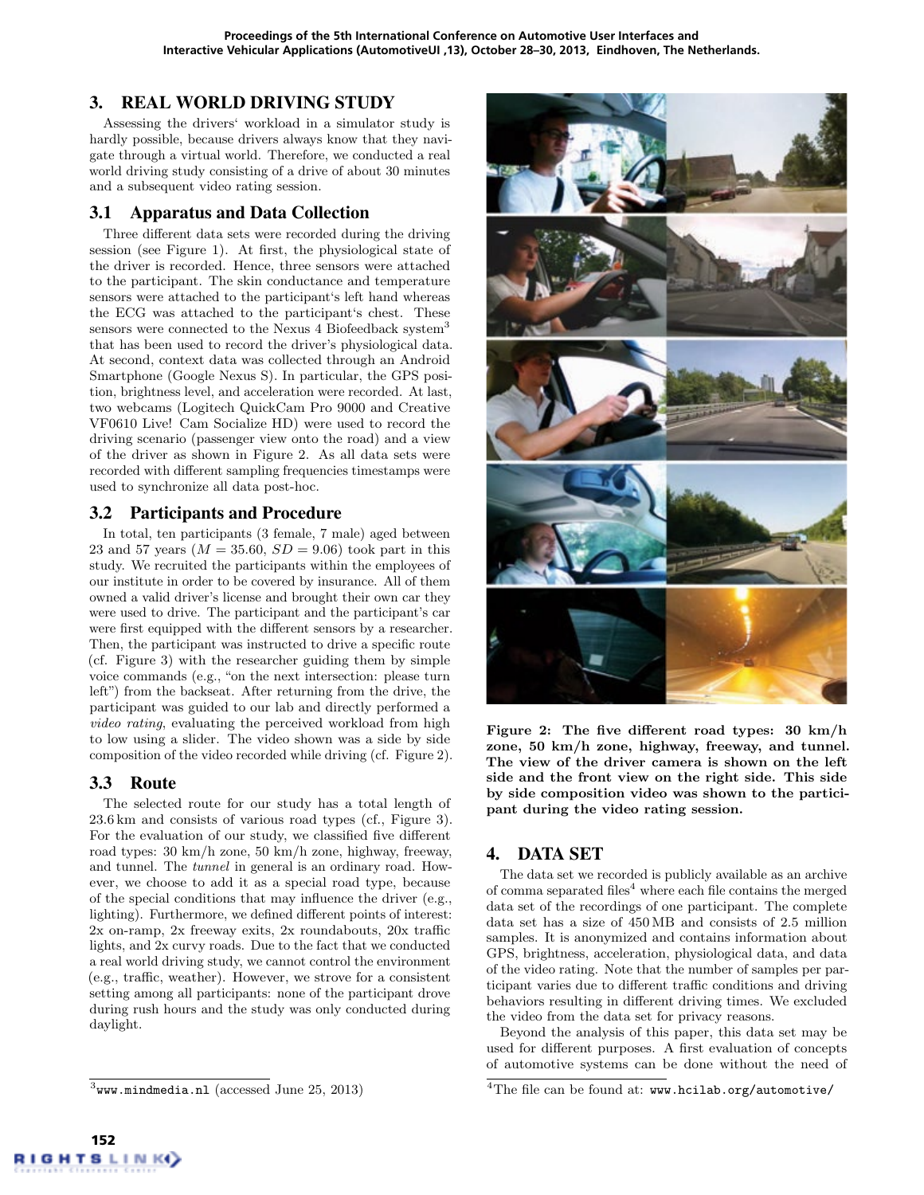## 3. REAL WORLD DRIVING STUDY

Assessing the drivers' workload in a simulator study is hardly possible, because drivers always know that they navigate through a virtual world. Therefore, we conducted a real world driving study consisting of a drive of about 30 minutes and a subsequent video rating session.

### 3.1 Apparatus and Data Collection

Three different data sets were recorded during the driving session (see Figure 1). At first, the physiological state of the driver is recorded. Hence, three sensors were attached to the participant. The skin conductance and temperature sensors were attached to the participant's left hand whereas the ECG was attached to the participant's chest. These sensors were connected to the Nexus 4 Biofeedback system[3] that has been used to record the driver's physiological data. At second, context data was collected through an Android Smartphone (Google Nexus S). In particular, the GPS position, brightness level, and acceleration were recorded. At last, two webcams (Logitech QuickCam Pro 9000 and Creative VF0610 Live! Cam Socialize HD) were used to record the driving scenario (passenger view onto the road) and a view of the driver as shown in Figure 2. As all data sets were recorded with different sampling frequencies timestamps were used to synchronize all data post-hoc.

### 3.2 Participants and Procedure

In total, ten participants (3 female, 7 male) aged between 23 and 57 years ($M = 35.60$, $SD = 9.06$) took part in this study. We recruited the participants within the employees of our institute in order to be covered by insurance. All of them owned a valid driver's license and brought their own car they were used to drive. The participant and the participant's car were first equipped with the different sensors by a researcher. Then, the participant was instructed to drive a specific route (cf. Figure 3) with the researcher guiding them by simple voice commands (e.g., "on the next intersection: please turn left") from the backseat. After returning from the drive, the participant was guided to our lab and directly performed a *video rating*, evaluating the perceived workload from high to low using a slider. The video shown was a side by side composition of the video recorded while driving (cf. Figure 2).

### 3.3 Route

The selected route for our study has a total length of 23.6 km and consists of various road types (cf., Figure 3). For the evaluation of our study, we classified five different road types: 30 km/h zone, 50 km/h zone, highway, freeway, and tunnel. The *tunnel* in general is an ordinary road. However, we choose to add it as a special road type, because of the special conditions that may influence the driver (e.g., lighting). Furthermore, we defined different points of interest: 2x on-ramp, 2x freeway exits, 2x roundabouts, 20x traffic lights, and 2x curvy roads. Due to the fact that we conducted a real world driving study, we cannot control the environment (e.g., traffic, weather). However, we strove for a consistent setting among all participants: none of the participant drove during rush hours and the study was only conducted during daylight.

[3] www.mindmedia.nl (accessed June 25, 2013)

**Figure 2: The five different road types: 30 km/h zone, 50 km/h zone, highway, freeway, and tunnel. The view of the driver camera is shown on the left side and the front view on the right side. This side by side composition video was shown to the participant during the video rating session.**

## 4. DATA SET

The data set we recorded is publicly available as an archive of comma separated files[4] where each file contains the merged data set of the recordings of one participant. The complete data set has a size of 450 MB and consists of 2.5 million samples. It is anonymized and contains information about GPS, brightness, acceleration, physiological data, and data of the video rating. Note that the number of samples per participant varies due to different traffic conditions and driving behaviors resulting in different driving times. We excluded the video from the data set for privacy reasons.

Beyond the analysis of this paper, this data set may be used for different purposes. A first evaluation of concepts of automotive systems can be done without the need of

[4] The file can be found at: www.hcilab.org/automotive/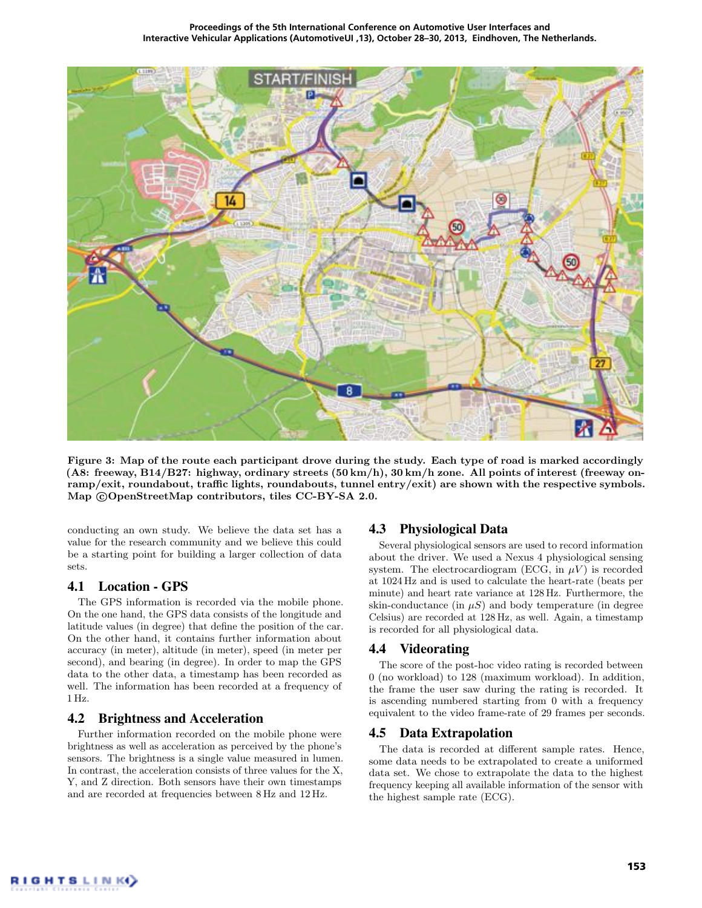Figure 3: Map of the route each participant drove during the study. Each type of road is marked accordingly (A8: freeway, B14/B27: highway, ordinary streets (50 km/h), 30 km/h zone. All points of interest (freeway on-ramp/exit, roundabout, traffic lights, roundabouts, tunnel entry/exit) are shown with the respective symbols. Map ©OpenStreetMap contributors, tiles CC-BY-SA 2.0.

conducting an own study. We believe the data set has a value for the research community and we believe this could be a starting point for building a larger collection of data sets.

## 4.1 Location - GPS

The GPS information is recorded via the mobile phone. On the one hand, the GPS data consists of the longitude and latitude values (in degree) that define the position of the car. On the other hand, it contains further information about accuracy (in meter), altitude (in meter), speed (in meter per second), and bearing (in degree). In order to map the GPS data to the other data, a timestamp has been recorded as well. The information has been recorded at a frequency of 1 Hz.

## 4.2 Brightness and Acceleration

Further information recorded on the mobile phone were brightness as well as acceleration as perceived by the phone's sensors. The brightness is a single value measured in lumen. In contrast, the acceleration consists of three values for the X, Y, and Z direction. Both sensors have their own timestamps and are recorded at frequencies between 8 Hz and 12 Hz.

## 4.3 Physiological Data

Several physiological sensors are used to record information about the driver. We used a Nexus 4 physiological sensing system. The electrocardiogram (ECG, in $\mu V$) is recorded at 1024 Hz and is used to calculate the heart-rate (beats per minute) and heart rate variance at 128 Hz. Furthermore, the skin-conductance (in $\mu S$) and body temperature (in degree Celsius) are recorded at 128 Hz, as well. Again, a timestamp is recorded for all physiological data.

## 4.4 Videorating

The score of the post-hoc video rating is recorded between 0 (no workload) to 128 (maximum workload). In addition, the frame the user saw during the rating is recorded. It is ascending numbered starting from 0 with a frequency equivalent to the video frame-rate of 29 frames per seconds.

## 4.5 Data Extrapolation

The data is recorded at different sample rates. Hence, some data needs to be extrapolated to create a uniformed data set. We chose to extrapolate the data to the highest frequency keeping all available information of the sensor with the highest sample rate (ECG).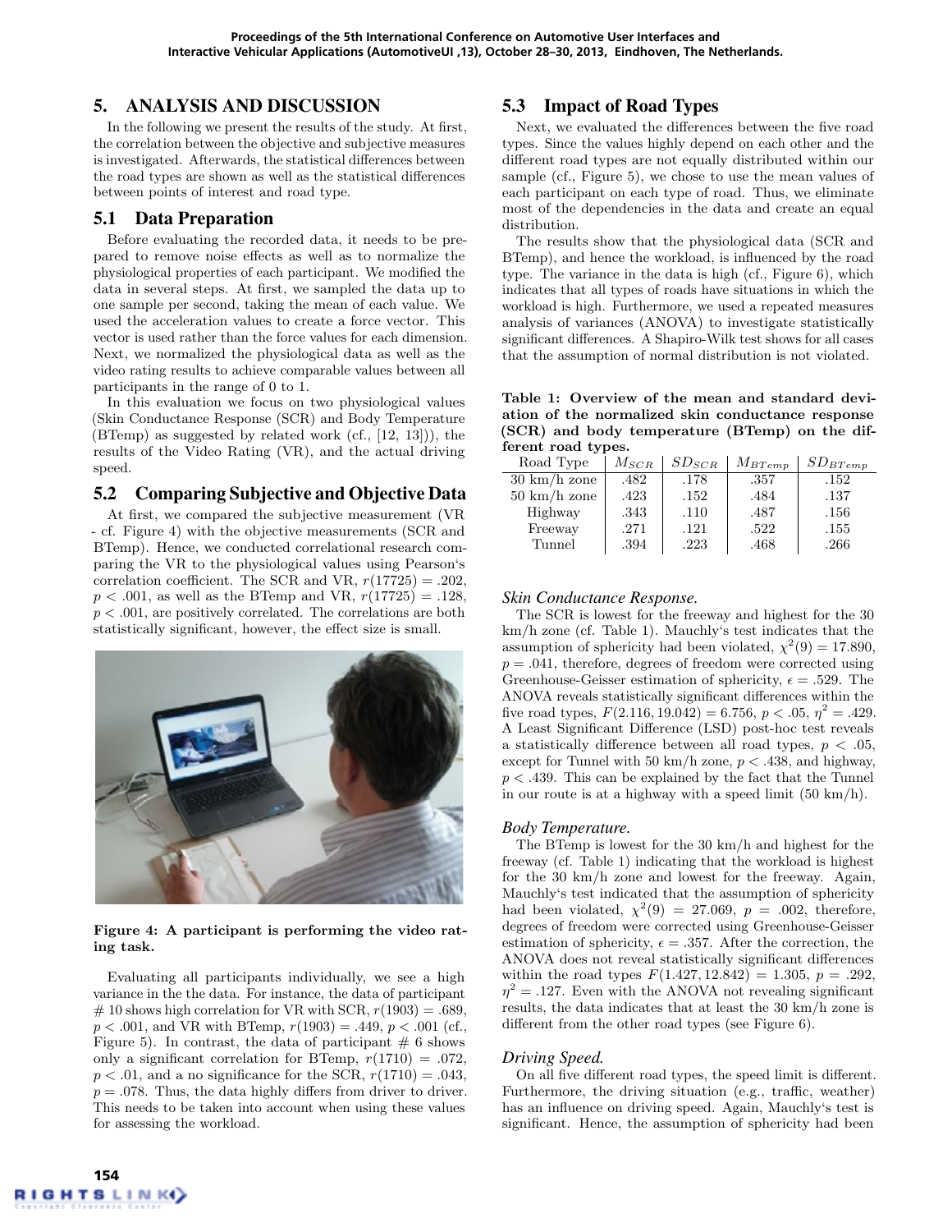## 5. ANALYSIS AND DISCUSSION

In the following we present the results of the study. At first, the correlation between the objective and subjective measures is investigated. Afterwards, the statistical differences between the road types are shown as well as the statistical differences between points of interest and road type.

### 5.1 Data Preparation

Before evaluating the recorded data, it needs to be prepared to remove noise effects as well as to normalize the physiological properties of each participant. We modified the data in several steps. At first, we sampled the data up to one sample per second, taking the mean of each value. We used the acceleration values to create a force vector. This vector is used rather than the force values for each dimension. Next, we normalized the physiological data as well as the video rating results to achieve comparable values between all participants in the range of 0 to 1.

In this evaluation we focus on two physiological values (Skin Conductance Response (SCR) and Body Temperature (BTemp) as suggested by related work (cf., [12, 13])), the results of the Video Rating (VR), and the actual driving speed.

### 5.2 Comparing Subjective and Objective Data

At first, we compared the subjective measurement (VR - cf. Figure 4) with the objective measurements (SCR and BTemp). Hence, we conducted correlational research comparing the VR to the physiological values using Pearson's correlation coefficient. The SCR and VR, $r(17725) = .202$, $p < .001$, as well as the BTemp and VR, $r(17725) = .128$, $p < .001$, are positively correlated. The correlations are both statistically significant, however, the effect size is small.

**Figure 4: A participant is performing the video rating task.**

Evaluating all participants individually, we see a high variance in the the data. For instance, the data of participant # 10 shows high correlation for VR with SCR, $r(1903) = .689$, $p < .001$, and VR with BTemp, $r(1903) = .449$, $p < .001$ (cf., Figure 5). In contrast, the data of participant # 6 shows only a significant correlation for BTemp, $r(1710) = .072$, $p < .01$, and a no significance for the SCR, $r(1710) = .043$, $p = .078$. Thus, the data highly differs from driver to driver. This needs to be taken into account when using these values for assessing the workload.

### 5.3 Impact of Road Types

Next, we evaluated the differences between the five road types. Since the values highly depend on each other and the different road types are not equally distributed within our sample (cf., Figure 5), we chose to use the mean values of each participant on each type of road. Thus, we eliminate most of the dependencies in the data and create an equal distribution.

The results show that the physiological data (SCR and BTemp), and hence the workload, is influenced by the road type. The variance in the data is high (cf., Figure 6), which indicates that all types of roads have situations in which the workload is high. Furthermore, we used a repeated measures analysis of variances (ANOVA) to investigate statistically significant differences. A Shapiro-Wilk test shows for all cases that the assumption of normal distribution is not violated.

**Table 1: Overview of the mean and standard deviation of the normalized skin conductance response (SCR) and body temperature (BTemp) on the different road types.**

| Road Type | $M_{SCR}$ | $SD_{SCR}$ | $M_{BTemp}$ | $SD_{BTemp}$ |
|---|---|---|---|---|
| 30 km/h zone | .482 | .178 | .357 | .152 |
| 50 km/h zone | .423 | .152 | .484 | .137 |
| Highway | .343 | .110 | .487 | .156 |
| Freeway | .271 | .121 | .522 | .155 |
| Tunnel | .394 | .223 | .468 | .266 |

#### *Skin Conductance Response.*

The SCR is lowest for the freeway and highest for the 30 km/h zone (cf. Table 1). Mauchly's test indicates that the assumption of sphericity had been violated, $\chi^2(9) = 17.890$, $p = .041$, therefore, degrees of freedom were corrected using Greenhouse-Geisser estimation of sphericity, $\epsilon = .529$. The ANOVA reveals statistically significant differences within the five road types, $F(2.116, 19.042) = 6.756$, $p < .05$, $\eta^2 = .429$. A Least Significant Difference (LSD) post-hoc test reveals a statistically difference between all road types, $p < .05$, except for Tunnel with 50 km/h zone, $p < .438$, and highway, $p < .439$. This can be explained by the fact that the Tunnel in our route is at a highway with a speed limit (50 km/h).

#### *Body Temperature.*

The BTemp is lowest for the 30 km/h and highest for the freeway (cf. Table 1) indicating that the workload is highest for the 30 km/h zone and lowest for the freeway. Again, Mauchly's test indicated that the assumption of sphericity had been violated, $\chi^2(9) = 27.069$, $p = .002$, therefore, degrees of freedom were corrected using Greenhouse-Geisser estimation of sphericity, $\epsilon = .357$. After the correction, the ANOVA does not reveal statistically significant differences within the road types $F(1.427, 12.842) = 1.305$, $p = .292$, $\eta^2 = .127$. Even with the ANOVA not revealing significant results, the data indicates that at least the 30 km/h zone is different from the other road types (see Figure 6).

#### *Driving Speed.*

On all five different road types, the speed limit is different. Furthermore, the driving situation (e.g., traffic, weather) has an influence on driving speed. Again, Mauchly's test is significant. Hence, the assumption of sphericity had been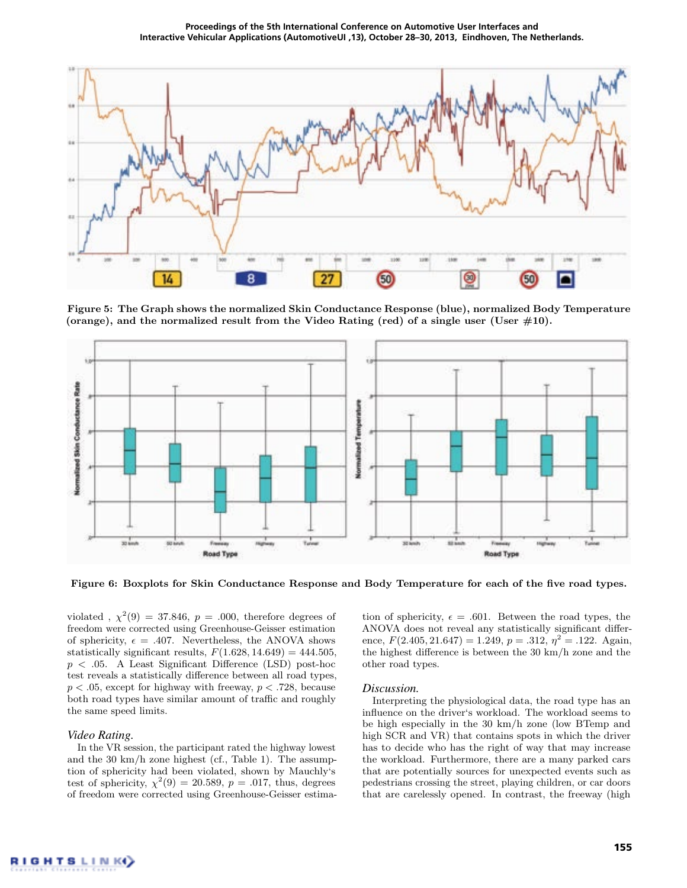Figure 5: The Graph shows the normalized Skin Conductance Response (blue), normalized Body Temperature (orange), and the normalized result from the Video Rating (red) of a single user (User #10).

Figure 6: Boxplots for Skin Conductance Response and Body Temperature for each of the five road types.

violated , $\chi^2(9) = 37.846$, $p = .000$, therefore degrees of freedom were corrected using Greenhouse-Geisser estimation of sphericity, $\epsilon = .407$. Nevertheless, the ANOVA shows statistically significant results, $F(1.628, 14.649) = 444.505$, $p < .05$. A Least Significant Difference (LSD) post-hoc test reveals a statistically difference between all road types, $p < .05$, except for highway with freeway, $p < .728$, because both road types have similar amount of traffic and roughly the same speed limits.

### *Video Rating.*

In the VR session, the participant rated the highway lowest and the 30 km/h zone highest (cf., Table 1). The assumption of sphericity had been violated, shown by Mauchly's test of sphericity, $\chi^2(9) = 20.589$, $p = .017$, thus, degrees of freedom were corrected using Greenhouse-Geisser estimation of sphericity, $\epsilon = .601$. Between the road types, the ANOVA does not reveal any statistically significant difference, $F(2.405, 21.647) = 1.249$, $p = .312$, $\eta^2 = .122$. Again, the highest difference is between the 30 km/h zone and the other road types.

### *Discussion.*

Interpreting the physiological data, the road type has an influence on the driver's workload. The workload seems to be high especially in the 30 km/h zone (low BTemp and high SCR and VR) that contains spots in which the driver has to decide who has the right of way that may increase the workload. Furthermore, there are a many parked cars that are potentially sources for unexpected events such as pedestrians crossing the street, playing children, or car doors that are carelessly opened. In contrast, the freeway (high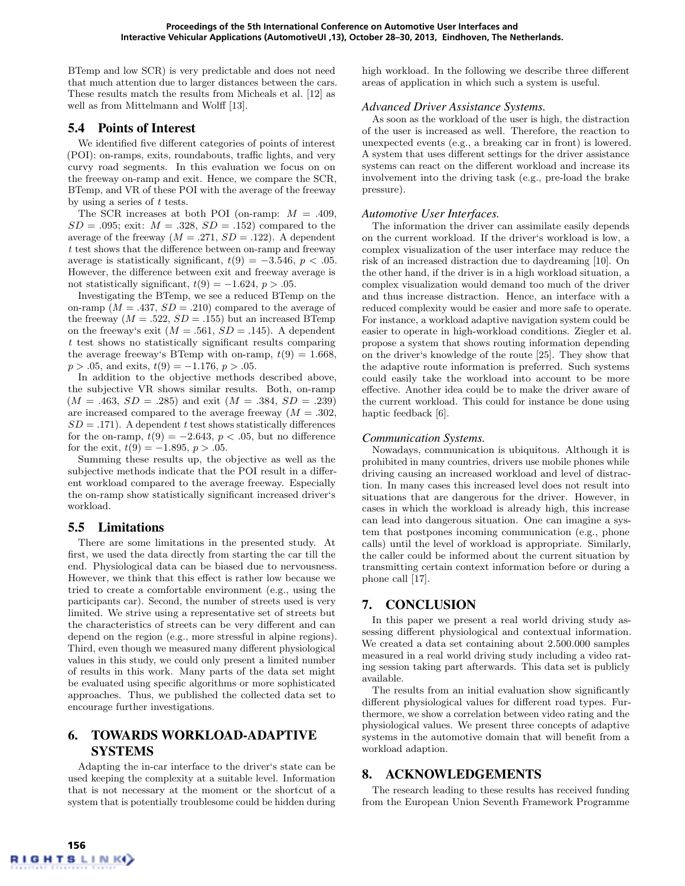BTemp and low SCR) is very predictable and does not need that much attention due to larger distances between the cars. These results match the results from Micheals et al. [12] as well as from Mittelmann and Wolff [13].

## 5.4 Points of Interest

We identified five different categories of points of interest (POI): on-ramps, exits, roundabouts, traffic lights, and very curvy road segments. In this evaluation we focus on on the freeway on-ramp and exit. Hence, we compare the SCR, BTemp, and VR of these POI with the average of the freeway by using a series of $t$ tests.

The SCR increases at both POI (on-ramp: $M = .409$, $SD = .095$; exit: $M = .328$, $SD = .152$) compared to the average of the freeway ($M = .271$, $SD = .122$). A dependent $t$ test shows that the difference between on-ramp and freeway average is statistically significant, $t(9) = -3.546$, $p < .05$. However, the difference between exit and freeway average is not statistically significant, $t(9) = -1.624$, $p > .05$.

Investigating the BTemp, we see a reduced BTemp on the on-ramp ($M = .437$, $SD = .210$) compared to the average of the freeway ($M = .522$, $SD = .155$) but an increased BTemp on the freeway‘s exit ($M = .561$, $SD = .145$). A dependent $t$ test shows no statistically significant results comparing the average freeway‘s BTemp with on-ramp, $t(9) = 1.668$, $p > .05$, and exits, $t(9) = -1.176$, $p > .05$.

In addition to the objective methods described above, the subjective VR shows similar results. Both, on-ramp ($M = .463$, $SD = .285$) and exit ($M = .384$, $SD = .239$) are increased compared to the average freeway ($M = .302$, $SD = .171$). A dependent $t$ test shows statistically differences for the on-ramp, $t(9) = -2.643$, $p < .05$, but no difference for the exit, $t(9) = -1.895$, $p > .05$.

Summing these results up, the objective as well as the subjective methods indicate that the POI result in a different workload compared to the average freeway. Especially the on-ramp show statistically significant increased driver‘s workload.

## 5.5 Limitations

There are some limitations in the presented study. At first, we used the data directly from starting the car till the end. Physiological data can be biased due to nervousness. However, we think that this effect is rather low because we tried to create a comfortable environment (e.g., using the participants car). Second, the number of streets used is very limited. We strive using a representative set of streets but the characteristics of streets can be very different and can depend on the region (e.g., more stressful in alpine regions). Third, even though we measured many different physiological values in this study, we could only present a limited number of results in this work. Many parts of the data set might be evaluated using specific algorithms or more sophisticated approaches. Thus, we published the collected data set to encourage further investigations.

# 6. TOWARDS WORKLOAD-ADAPTIVE SYSTEMS

Adapting the in-car interface to the driver‘s state can be used keeping the complexity at a suitable level. Information that is not necessary at the moment or the shortcut of a system that is potentially troublesome could be hidden during high workload. In the following we describe three different areas of application in which such a system is useful.

*Advanced Driver Assistance Systems.*

As soon as the workload of the user is high, the distraction of the user is increased as well. Therefore, the reaction to unexpected events (e.g., a breaking car in front) is lowered. A system that uses different settings for the driver assistance systems can react on the different workload and increase its involvement into the driving task (e.g., pre-load the brake pressure).

*Automotive User Interfaces.*

The information the driver can assimilate easily depends on the current workload. If the driver‘s workload is low, a complex visualization of the user interface may reduce the risk of an increased distraction due to daydreaming [10]. On the other hand, if the driver is in a high workload situation, a complex visualization would demand too much of the driver and thus increase distraction. Hence, an interface with a reduced complexity would be easier and more safe to operate. For instance, a workload adaptive navigation system could be easier to operate in high-workload conditions. Ziegler et al. propose a system that shows routing information depending on the driver‘s knowledge of the route [25]. They show that the adaptive route information is preferred. Such systems could easily take the workload into account to be more effective. Another idea could be to make the driver aware of the current workload. This could for instance be done using haptic feedback [6].

*Communication Systems.*

Nowadays, communication is ubiquitous. Although it is prohibited in many countries, drivers use mobile phones while driving causing an increased workload and level of distraction. In many cases this increased level does not result into situations that are dangerous for the driver. However, in cases in which the workload is already high, this increase can lead into dangerous situation. One can imagine a system that postpones incoming communication (e.g., phone calls) until the level of workload is appropriate. Similarly, the caller could be informed about the current situation by transmitting certain context information before or during a phone call [17].

# 7. CONCLUSION

In this paper we present a real world driving study assessing different physiological and contextual information. We created a data set containing about 2.500.000 samples measured in a real world driving study including a video rating session taking part afterwards. This data set is publicly available.

The results from an initial evaluation show significantly different physiological values for different road types. Furthermore, we show a correlation between video rating and the physiological values. We present three concepts of adaptive systems in the automotive domain that will benefit from a workload adaption.

# 8. ACKNOWLEDGEMENTS

The research leading to these results has received funding from the European Union Seventh Framework Programme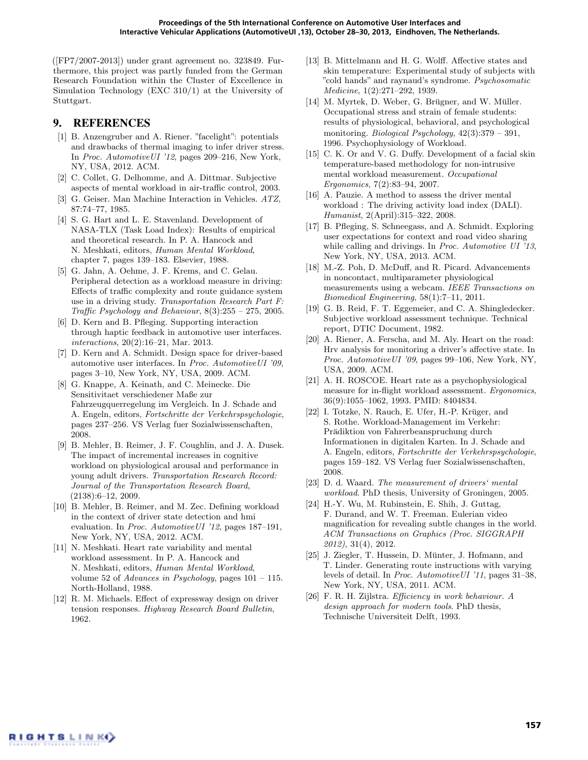([FP7/2007-2013]) under grant agreement no. 323849. Furthermore, this project was partly funded from the German Research Foundation within the Cluster of Excellence in Simulation Technology (EXC 310/1) at the University of Stuttgart.

## 9. REFERENCES

[1] B. Anzengruber and A. Riener. "facelight": potentials and drawbacks of thermal imaging to infer driver stress. In *Proc. AutomotiveUI '12*, pages 209–216, New York, NY, USA, 2012. ACM.

[2] C. Collet, G. Delhomme, and A. Dittmar. Subjective aspects of mental workload in air-traffic control, 2003.

[3] G. Geiser. Man Machine Interaction in Vehicles. *ATZ*, 87:74–77, 1985.

[4] S. G. Hart and L. E. Stavenland. Development of NASA-TLX (Task Load Index): Results of empirical and theoretical research. In P. A. Hancock and N. Meshkati, editors, *Human Mental Workload*, chapter 7, pages 139–183. Elsevier, 1988.

[5] G. Jahn, A. Oehme, J. F. Krems, and C. Gelau. Peripheral detection as a workload measure in driving: Effects of traffic complexity and route guidance system use in a driving study. *Transportation Research Part F: Traffic Psychology and Behaviour*, 8(3):255 – 275, 2005.

[6] D. Kern and B. Pfleging. Supporting interaction through haptic feedback in automotive user interfaces. *interactions*, 20(2):16–21, Mar. 2013.

[7] D. Kern and A. Schmidt. Design space for driver-based automotive user interfaces. In *Proc. AutomotiveUI '09*, pages 3–10, New York, NY, USA, 2009. ACM.

[8] G. Knappe, A. Keinath, and C. Meinecke. Die Sensitivitaet verschiedener Maße zur Fahrzeugquerregelung im Vergleich. In J. Schade and A. Engeln, editors, *Fortschritte der Verkehrspsychologie*, pages 237–256. VS Verlag fuer Sozialwissenschaften, 2008.

[9] B. Mehler, B. Reimer, J. F. Coughlin, and J. A. Dusek. The impact of incremental increases in cognitive workload on physiological arousal and performance in young adult drivers. *Transportation Research Record: Journal of the Transportation Research Board*, (2138):6–12, 2009.

[10] B. Mehler, B. Reimer, and M. Zec. Defining workload in the context of driver state detection and hmi evaluation. In *Proc. AutomotiveUI '12*, pages 187–191, New York, NY, USA, 2012. ACM.

[11] N. Meshkati. Heart rate variability and mental workload assessment. In P. A. Hancock and N. Meshkati, editors, *Human Mental Workload*, volume 52 of *Advances in Psychology*, pages 101 – 115. North-Holland, 1988.

[12] R. M. Michaels. Effect of expressway design on driver tension responses. *Highway Research Board Bulletin*, 1962.

[13] B. Mittelmann and H. G. Wolff. Affective states and skin temperature: Experimental study of subjects with "cold hands" and raynaud's syndrome. *Psychosomatic Medicine*, 1(2):271–292, 1939.

[14] M. Myrtek, D. Weber, G. Brügner, and W. Müller. Occupational stress and strain of female students: results of physiological, behavioral, and psychological monitoring. *Biological Psychology*, 42(3):379 – 391, 1996. Psychophysiology of Workload.

[15] C. K. Or and V. G. Duffy. Development of a facial skin temperature-based methodology for non-intrusive mental workload measurement. *Occupational Ergonomics*, 7(2):83–94, 2007.

[16] A. Pauzie. A method to assess the driver mental workload : The driving activity load index (DALI). *Humanist*, 2(April):315–322, 2008.

[17] B. Pfleging, S. Schneegass, and A. Schmidt. Exploring user expectations for context and road video sharing while calling and drivings. In *Proc. Automotive UI '13*, New York, NY, USA, 2013. ACM.

[18] M.-Z. Poh, D. McDuff, and R. Picard. Advancements in noncontact, multiparameter physiological measurements using a webcam. *IEEE Transactions on Biomedical Engineering*, 58(1):7–11, 2011.

[19] G. B. Reid, F. T. Eggemeier, and C. A. Shingledecker. Subjective workload assessment technique. Technical report, DTIC Document, 1982.

[20] A. Riener, A. Ferscha, and M. Aly. Heart on the road: Hrv analysis for monitoring a driver's affective state. In *Proc. AutomotiveUI '09*, pages 99–106, New York, NY, USA, 2009. ACM.

[21] A. H. ROSCOE. Heart rate as a psychophysiological measure for in-flight workload assessment. *Ergonomics*, 36(9):1055–1062, 1993. PMID: 8404834.

[22] I. Totzke, N. Rauch, E. Ufer, H.-P. Krüger, and S. Rothe. Workload-Management im Verkehr: Prädiktion von Fahrerbeanspruchung durch Informationen in digitalen Karten. In J. Schade and A. Engeln, editors, *Fortschritte der Verkehrspsychologie*, pages 159–182. VS Verlag fuer Sozialwissenschaften, 2008.

[23] D. d. Waard. *The measurement of drivers' mental workload*. PhD thesis, University of Groningen, 2005.

[24] H.-Y. Wu, M. Rubinstein, E. Shih, J. Guttag, F. Durand, and W. T. Freeman. Eulerian video magnification for revealing subtle changes in the world. *ACM Transactions on Graphics (Proc. SIGGRAPH 2012)*, 31(4), 2012.

[25] J. Ziegler, T. Hussein, D. Münter, J. Hofmann, and T. Linder. Generating route instructions with varying levels of detail. In *Proc. AutomotiveUI '11*, pages 31–38, New York, NY, USA, 2011. ACM.

[26] F. R. H. Zijlstra. *Efficiency in work behaviour. A design approach for modern tools*. PhD thesis, Technische Universiteit Delft, 1993.